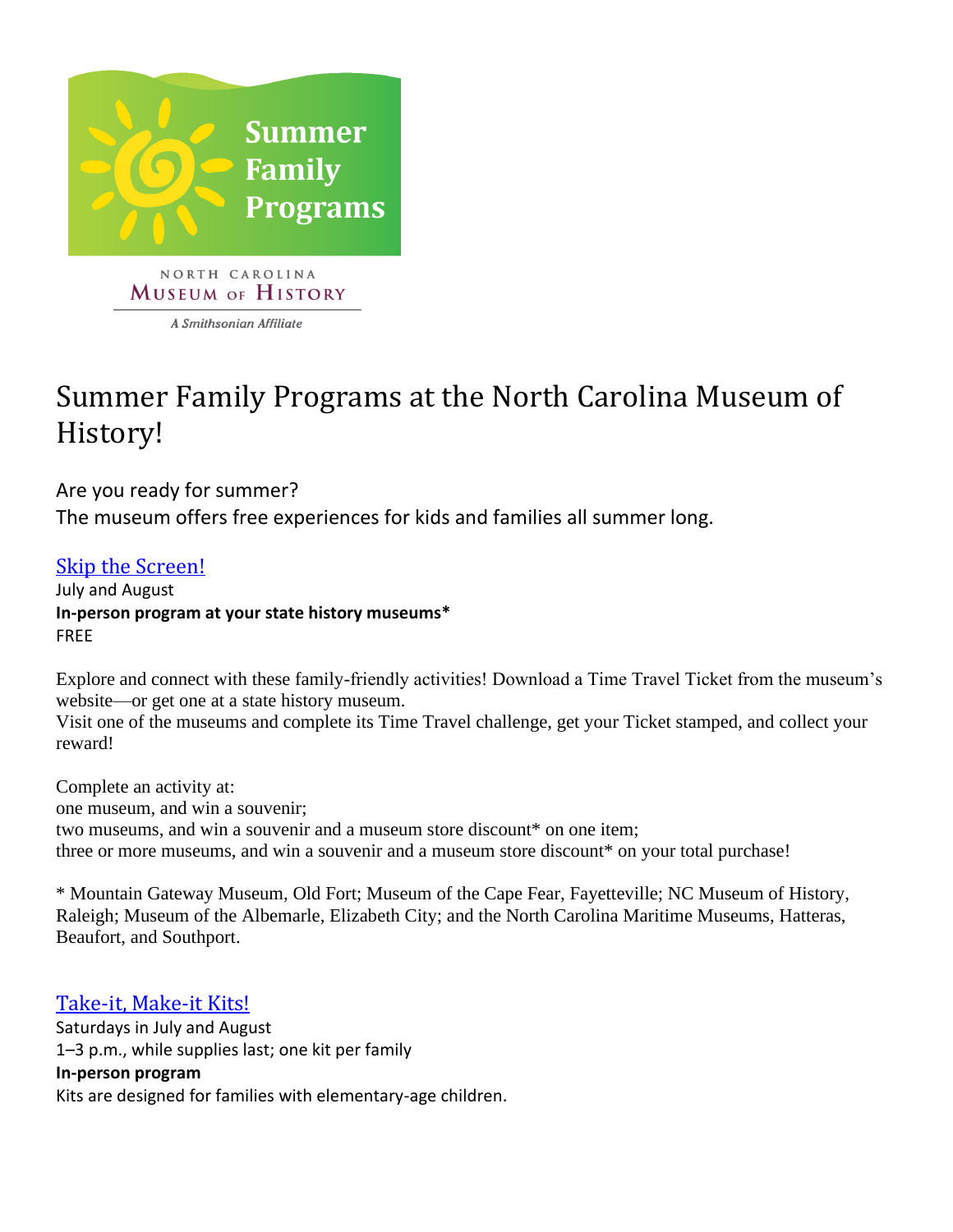Summer Family Programs

NORTH CAROLINA
MUSEUM OF HISTORY
*A Smithsonian Affiliate*

# Summer Family Programs at the North Carolina Museum of History!

Are you ready for summer?
The museum offers free experiences for kids and families all summer long.

## Skip the Screen!

July and August
**In-person program at your state history museums***
FREE

Explore and connect with these family-friendly activities! Download a Time Travel Ticket from the museum's website—or get one at a state history museum.
Visit one of the museums and complete its Time Travel challenge, get your Ticket stamped, and collect your reward!

Complete an activity at:
one museum, and win a souvenir;
two museums, and win a souvenir and a museum store discount* on one item;
three or more museums, and win a souvenir and a museum store discount* on your total purchase!

* Mountain Gateway Museum, Old Fort; Museum of the Cape Fear, Fayetteville; NC Museum of History, Raleigh; Museum of the Albemarle, Elizabeth City; and the North Carolina Maritime Museums, Hatteras, Beaufort, and Southport.

## Take-it, Make-it Kits!

Saturdays in July and August
1–3 p.m., while supplies last; one kit per family
**In-person program**
Kits are designed for families with elementary-age children.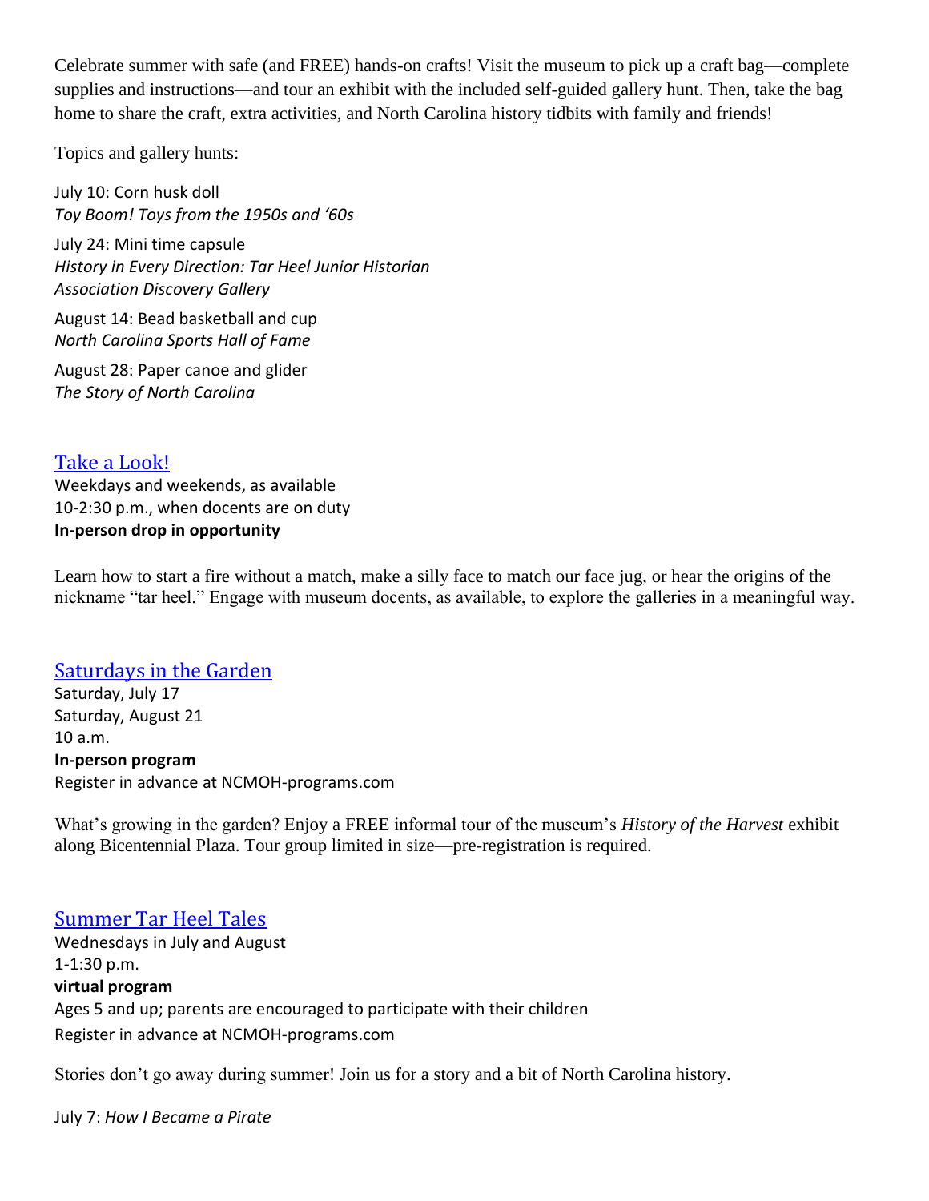Celebrate summer with safe (and FREE) hands-on crafts! Visit the museum to pick up a craft bag—complete supplies and instructions—and tour an exhibit with the included self-guided gallery hunt. Then, take the bag home to share the craft, extra activities, and North Carolina history tidbits with family and friends!

Topics and gallery hunts:

July 10: Corn husk doll
*Toy Boom! Toys from the 1950s and '60s*

July 24: Mini time capsule
*History in Every Direction: Tar Heel Junior Historian Association Discovery Gallery*

August 14: Bead basketball and cup
*North Carolina Sports Hall of Fame*

August 28: Paper canoe and glider
*The Story of North Carolina*

## Take a Look!

Weekdays and weekends, as available
10-2:30 p.m., when docents are on duty
**In-person drop in opportunity**

Learn how to start a fire without a match, make a silly face to match our face jug, or hear the origins of the nickname "tar heel." Engage with museum docents, as available, to explore the galleries in a meaningful way.

## Saturdays in the Garden

Saturday, July 17
Saturday, August 21
10 a.m.
**In-person program**
Register in advance at NCMOH-programs.com

What's growing in the garden? Enjoy a FREE informal tour of the museum's *History of the Harvest* exhibit along Bicentennial Plaza. Tour group limited in size—pre-registration is required.

## Summer Tar Heel Tales

Wednesdays in July and August
1-1:30 p.m.
**virtual program**
Ages 5 and up; parents are encouraged to participate with their children
Register in advance at NCMOH-programs.com

Stories don't go away during summer! Join us for a story and a bit of North Carolina history.

July 7: *How I Became a Pirate*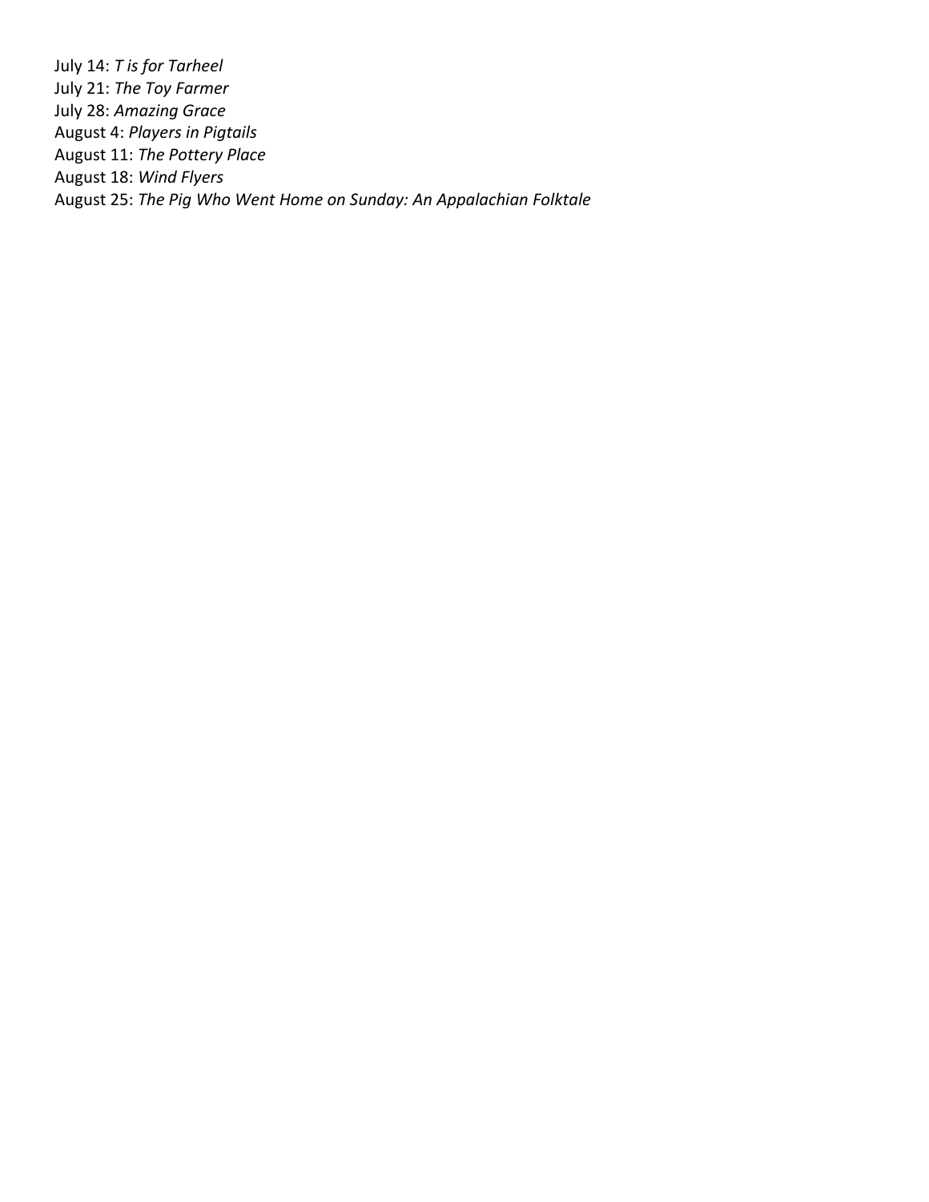July 14: *T is for Tarheel*  
July 21: *The Toy Farmer*  
July 28: *Amazing Grace*  
August 4: *Players in Pigtails*  
August 11: *The Pottery Place*  
August 18: *Wind Flyers*  
August 25: *The Pig Who Went Home on Sunday: An Appalachian Folktale*